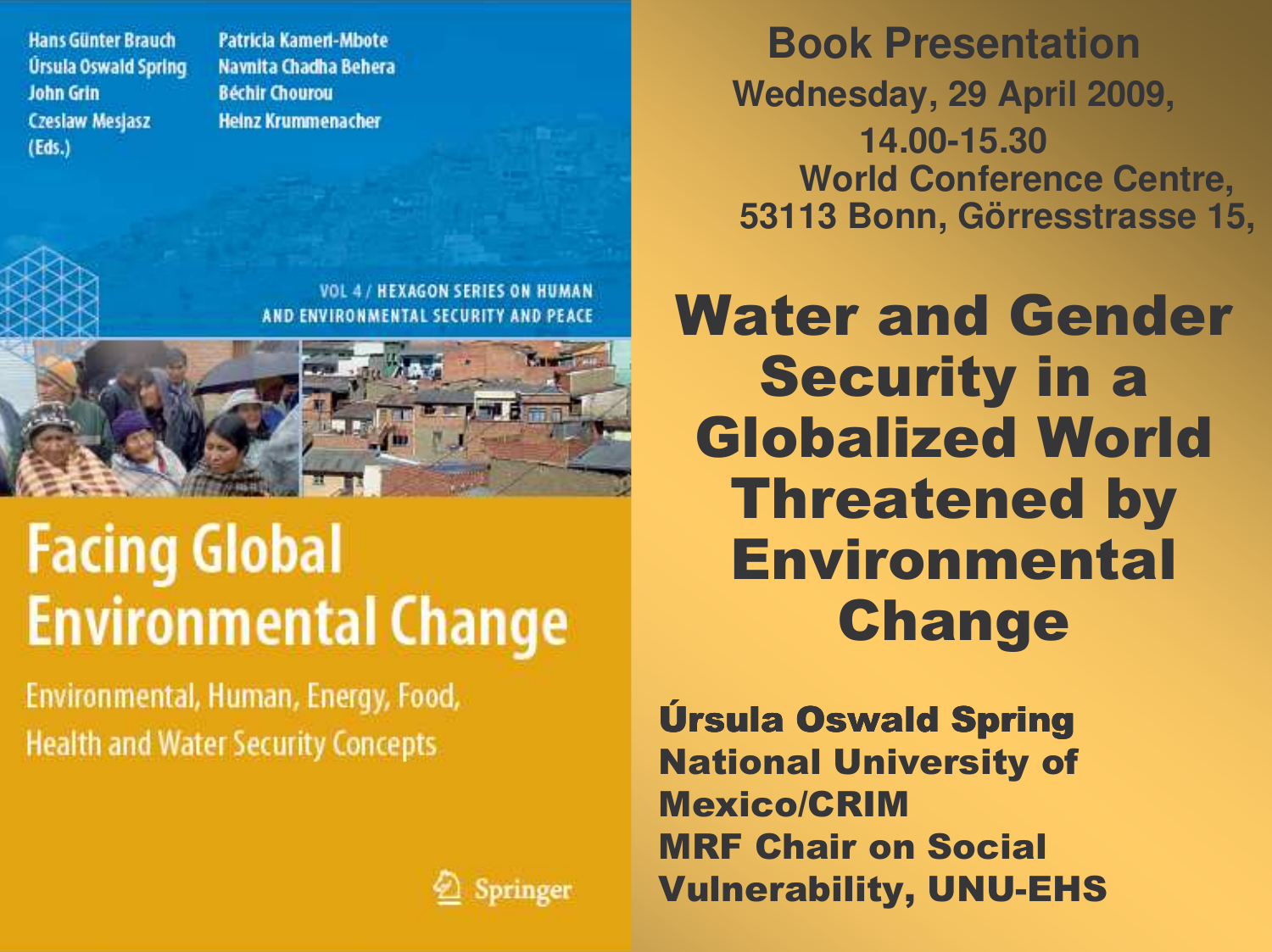Hans Günter Brauch
Úrsula Oswald Spring
John Grin
Czeslaw Mesjasz
(Eds.)

Patricia Kameri-Mbote
Navnita Chadha Behera
Béchir Chourou
Heinz Krummenacher

VOL 4 / HEXAGON SERIES ON HUMAN AND ENVIRONMENTAL SECURITY AND PEACE

**Facing Global Environmental Change**

Environmental, Human, Energy, Food, Health and Water Security Concepts

Springer

## Book Presentation

**Wednesday, 29 April 2009,**
**14.00-15.30**
**World Conference Centre,**
**53113 Bonn, Görresstrasse 15,**

# Water and Gender Security in a Globalized World Threatened by Environmental Change

**Úrsula Oswald Spring**
**National University of Mexico/CRIM**
**MRF Chair on Social Vulnerability, UNU-EHS**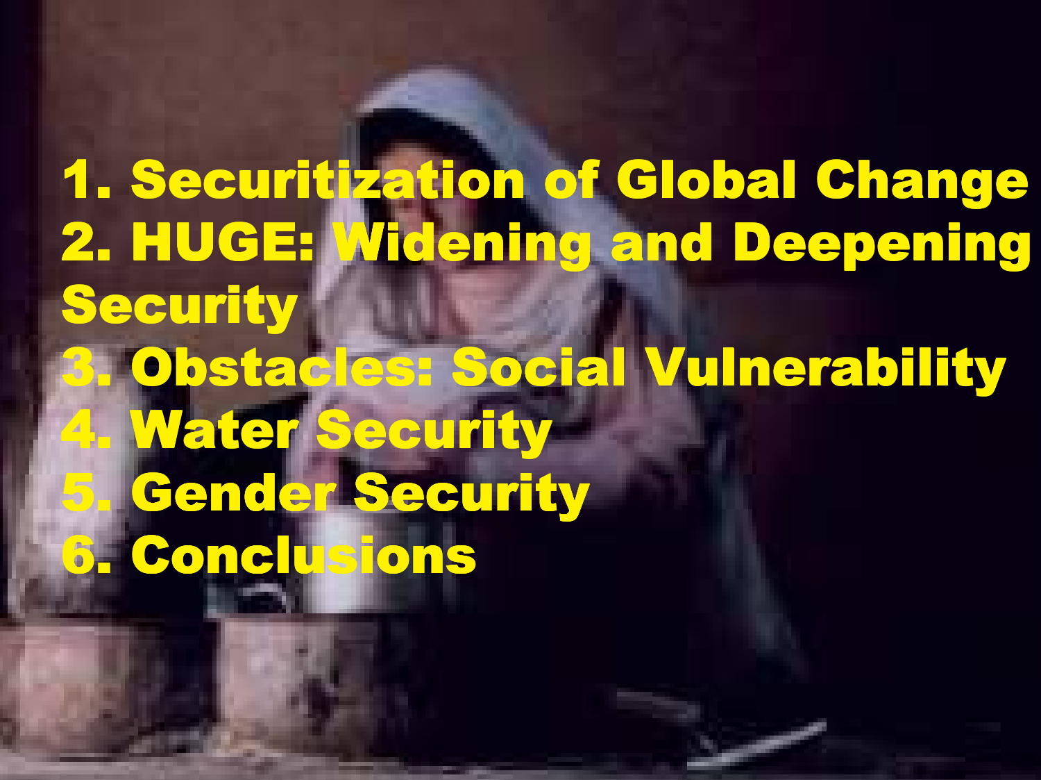1. Securitization of Global Change
2. HUGE: Widening and Deepening Security
3. Obstacles: Social Vulnerability
4. Water Security
5. Gender Security
6. Conclusions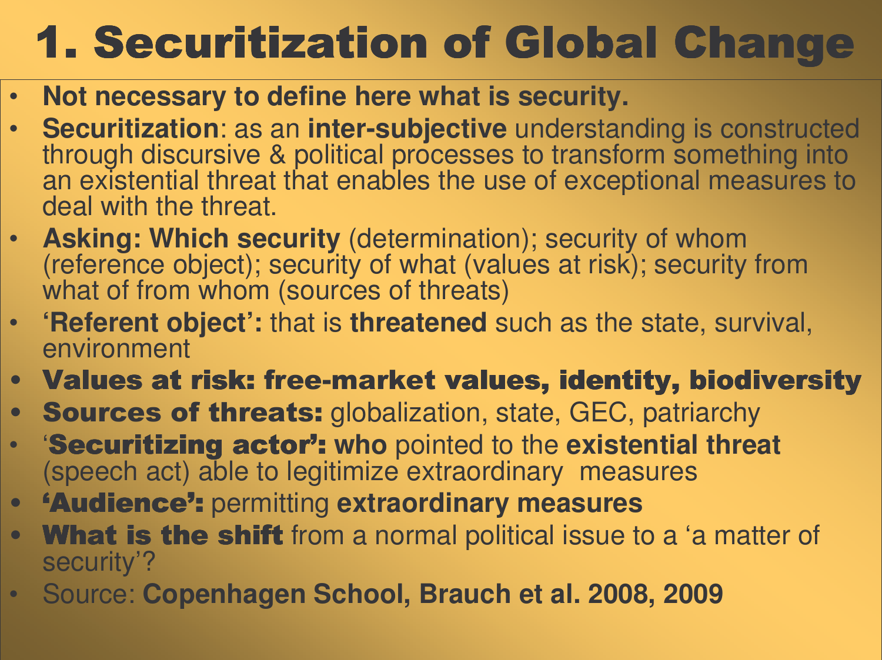# 1. Securitization of Global Change

- **Not necessary to define here what is security.**
- **Securitization**: as an **inter-subjective** understanding is constructed through discursive & political processes to transform something into an existential threat that enables the use of exceptional measures to deal with the threat.
- **Asking: Which security** (determination); security of whom (reference object); security of what (values at risk); security from what of from whom (sources of threats)
- **'Referent object':** that is **threatened** such as the state, survival, environment
- **Values at risk: free-market values, identity, biodiversity**
- **Sources of threats:** globalization, state, GEC, patriarchy
- '**Securitizing actor': who** pointed to the **existential threat** (speech act) able to legitimize extraordinary measures
- **'Audience':** permitting **extraordinary measures**
- **What is the shift** from a normal political issue to a 'a matter of security'?
- Source: **Copenhagen School, Brauch et al. 2008, 2009**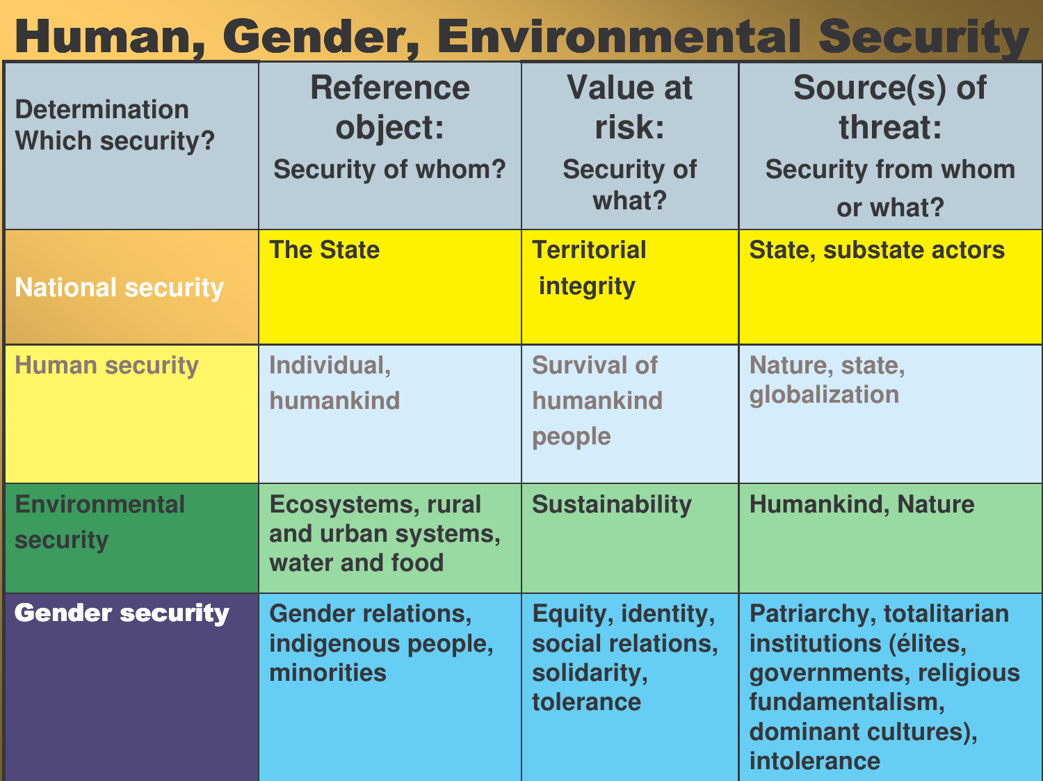# Human, Gender, Environmental Security

| Determination Which security? | Reference object: Security of whom? | Value at risk: Security of what? | Source(s) of threat: Security from whom or what? |
|---|---|---|---|
| National security | The State | Territorial integrity | State, substate actors |
| Human security | Individual, humankind | Survival of humankind people | Nature, state, globalization |
| Environmental security | Ecosystems, rural and urban systems, water and food | Sustainability | Humankind, Nature |
| Gender security | Gender relations, indigenous people, minorities | Equity, identity, social relations, solidarity, tolerance | Patriarchy, totalitarian institutions (élites, governments, religious fundamentalism, dominant cultures), intolerance |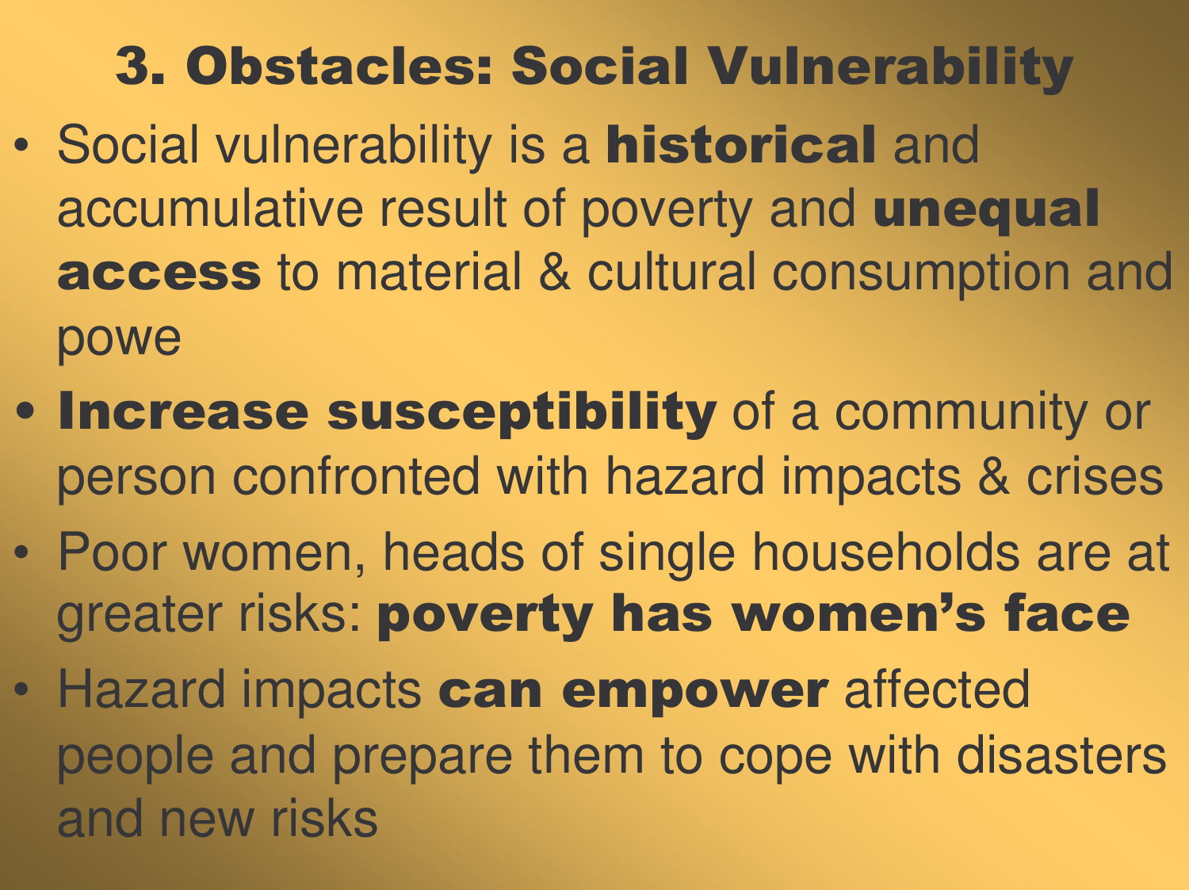# 3. Obstacles: Social Vulnerability

- Social vulnerability is a **historical** and accumulative result of poverty and **unequal access** to material & cultural consumption and powe
- **Increase susceptibility** of a community or person confronted with hazard impacts & crises
- Poor women, heads of single households are at greater risks: **poverty has women's face**
- Hazard impacts **can empower** affected people and prepare them to cope with disasters and new risks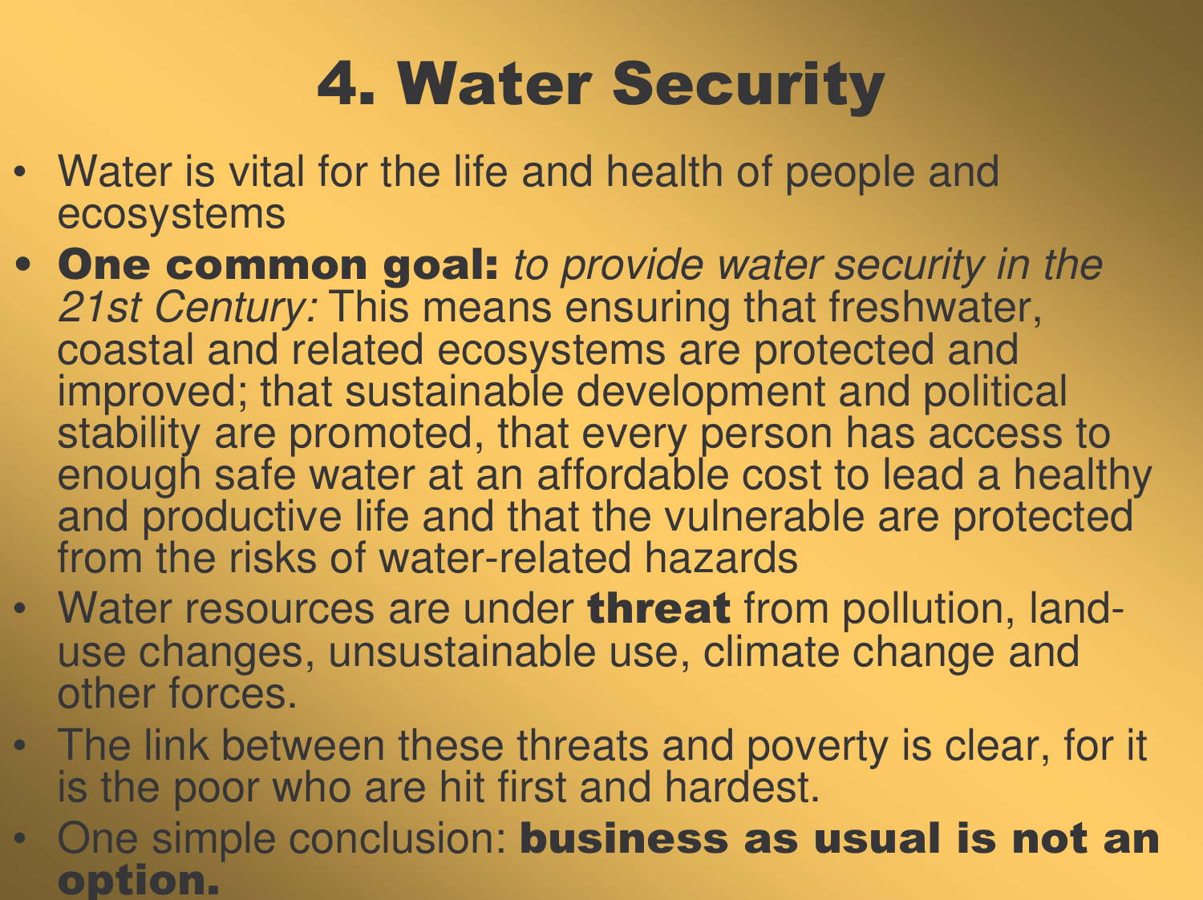# 4. Water Security

- Water is vital for the life and health of people and ecosystems
- **One common goal:** *to provide water security in the 21st Century:* This means ensuring that freshwater, coastal and related ecosystems are protected and improved; that sustainable development and political stability are promoted, that every person has access to enough safe water at an affordable cost to lead a healthy and productive life and that the vulnerable are protected from the risks of water-related hazards
- Water resources are under **threat** from pollution, land-use changes, unsustainable use, climate change and other forces.
- The link between these threats and poverty is clear, for it is the poor who are hit first and hardest.
- One simple conclusion: **business as usual is not an option.**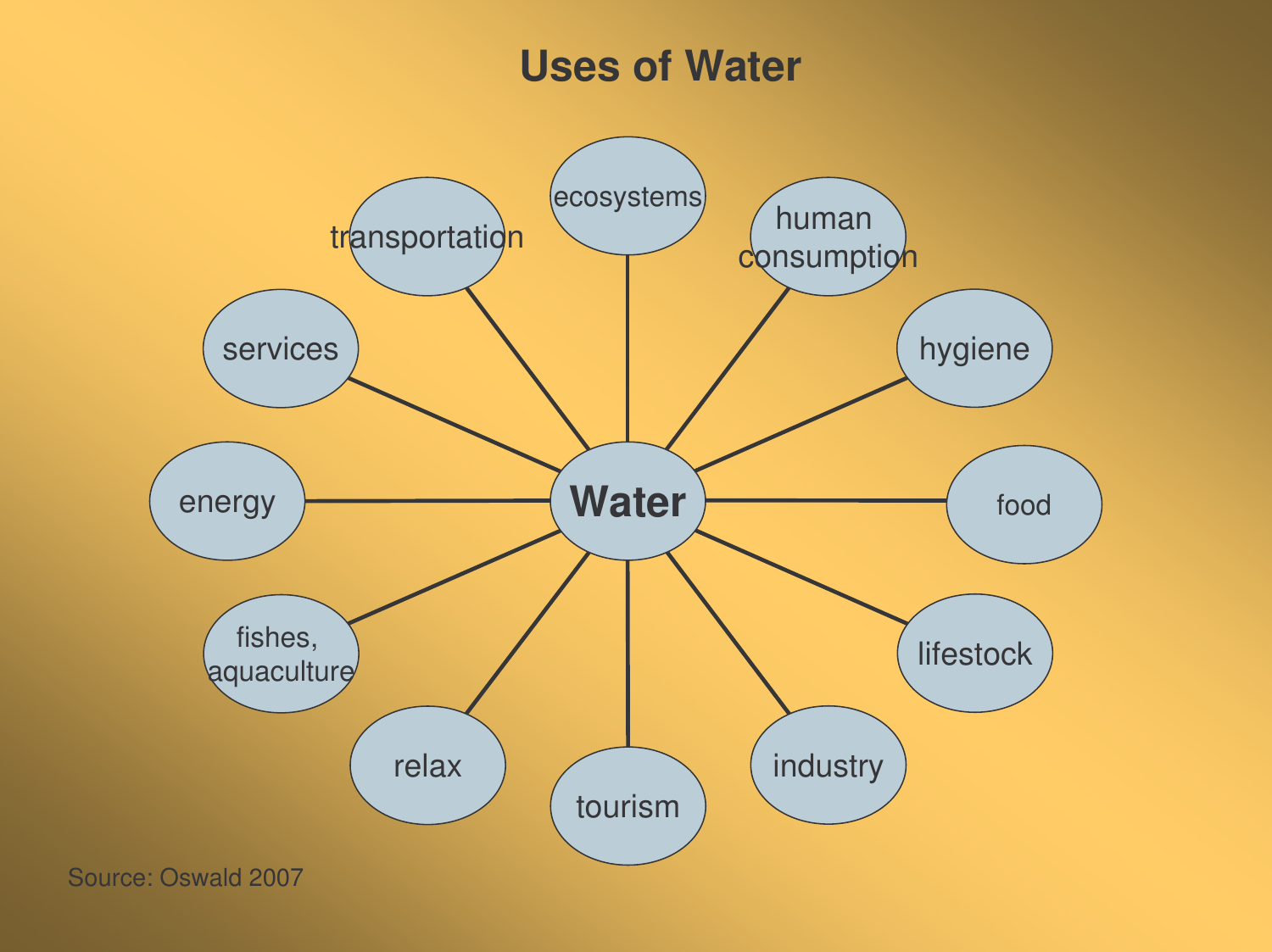# Uses of Water

- Water
  - ecosystems
  - human consumption
  - hygiene
  - food
  - lifestock
  - industry
  - tourism
  - relax
  - fishes, aquaculture
  - energy
  - services
  - transportation

Source: Oswald 2007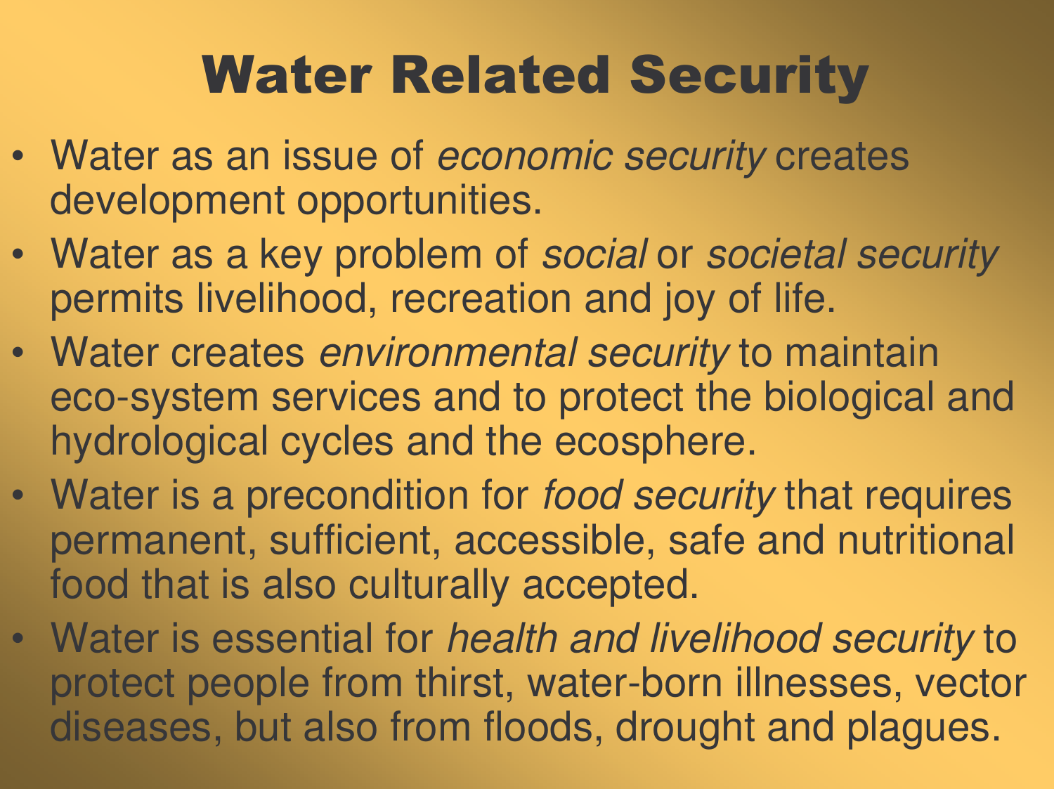# Water Related Security

- Water as an issue of *economic security* creates development opportunities.
- Water as a key problem of *social* or *societal security* permits livelihood, recreation and joy of life.
- Water creates *environmental security* to maintain eco-system services and to protect the biological and hydrological cycles and the ecosphere.
- Water is a precondition for *food security* that requires permanent, sufficient, accessible, safe and nutritional food that is also culturally accepted.
- Water is essential for *health and livelihood security* to protect people from thirst, water-born illnesses, vector diseases, but also from floods, drought and plagues.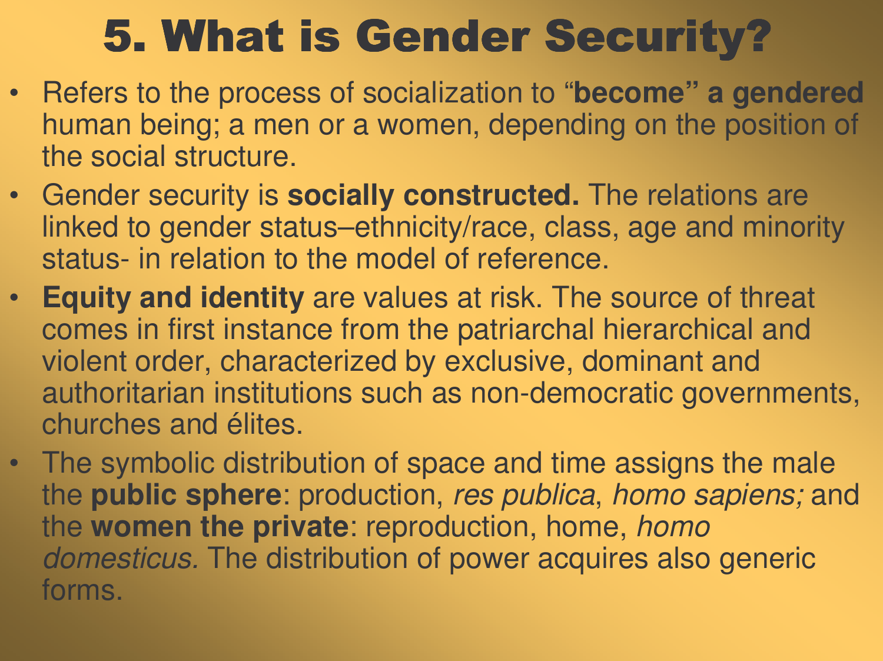# 5. What is Gender Security?

- Refers to the process of socialization to "**become" a gendered** human being; a men or a women, depending on the position of the social structure.
- Gender security is **socially constructed.** The relations are linked to gender status–ethnicity/race, class, age and minority status- in relation to the model of reference.
- **Equity and identity** are values at risk. The source of threat comes in first instance from the patriarchal hierarchical and violent order, characterized by exclusive, dominant and authoritarian institutions such as non-democratic governments, churches and élites.
- The symbolic distribution of space and time assigns the male the **public sphere**: production, *res publica*, *homo sapiens;* and the **women the private**: reproduction, home, *homo domesticus.* The distribution of power acquires also generic forms.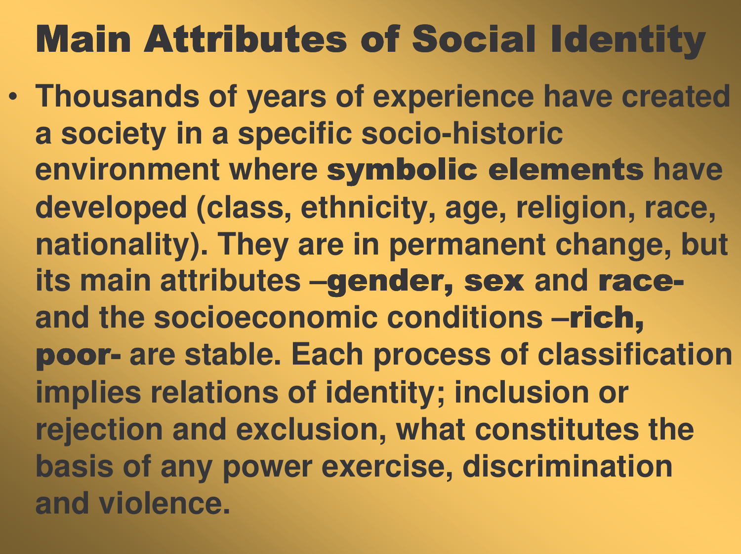# Main Attributes of Social Identity

- Thousands of years of experience have created a society in a specific socio-historic environment where **symbolic elements** have developed (class, ethnicity, age, religion, race, nationality). They are in permanent change, but its main attributes –**gender, sex** and **race-** and the socioeconomic conditions –**rich, poor-** are stable. Each process of classification implies relations of identity; inclusion or rejection and exclusion, what constitutes the basis of any power exercise, discrimination and violence.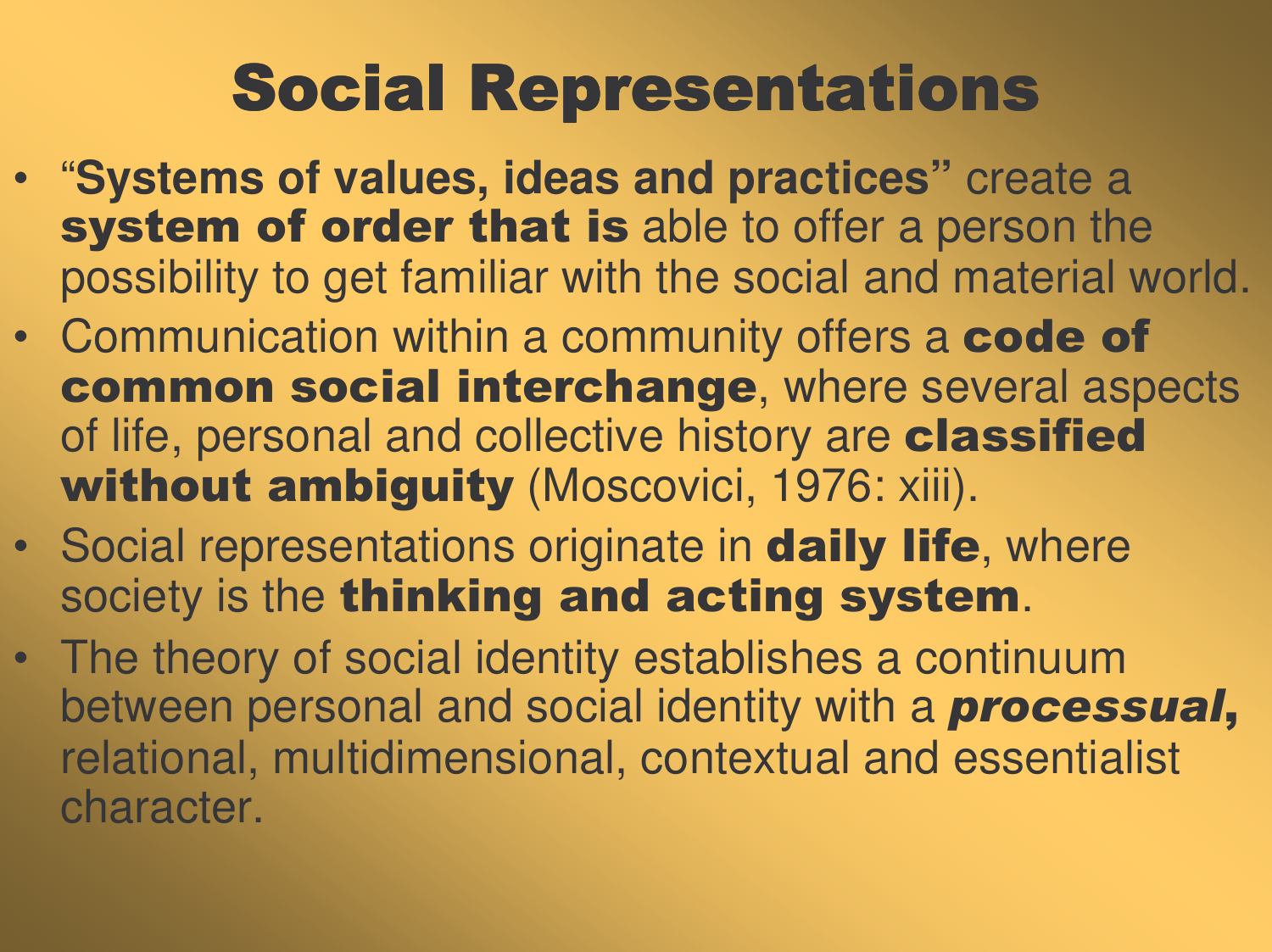# Social Representations

- "**Systems of values, ideas and practices**" create a **system of order that is** able to offer a person the possibility to get familiar with the social and material world.
- Communication within a community offers a **code of common social interchange**, where several aspects of life, personal and collective history are **classified without ambiguity** (Moscovici, 1976: xiii).
- Social representations originate in **daily life**, where society is the **thinking and acting system**.
- The theory of social identity establishes a continuum between personal and social identity with a ***processual,*** relational, multidimensional, contextual and essentialist character.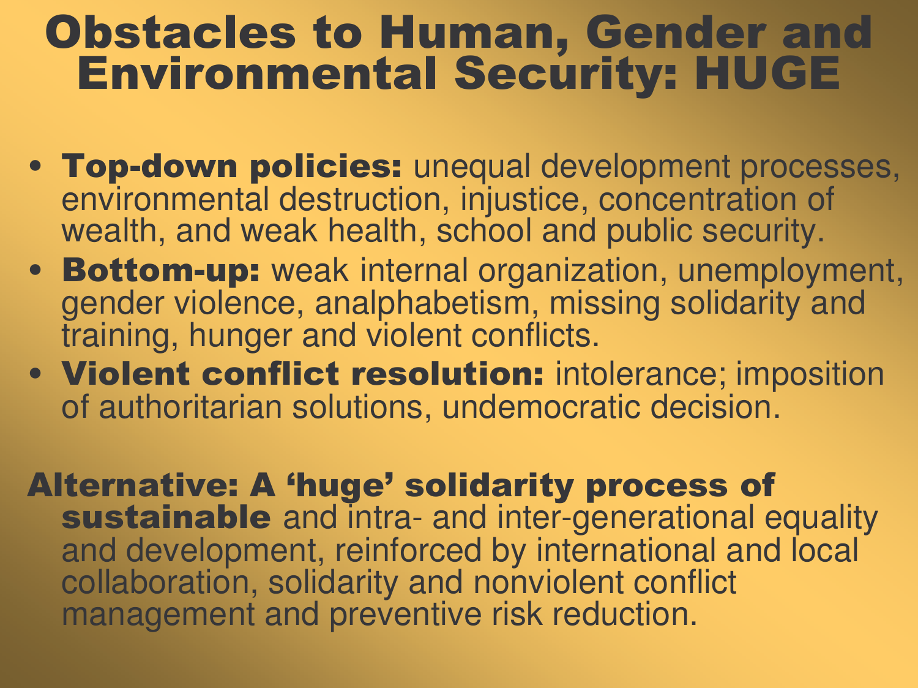# Obstacles to Human, Gender and Environmental Security: HUGE

- **Top-down policies:** unequal development processes, environmental destruction, injustice, concentration of wealth, and weak health, school and public security.
- **Bottom-up:** weak internal organization, unemployment, gender violence, analphabetism, missing solidarity and training, hunger and violent conflicts.
- **Violent conflict resolution:** intolerance; imposition of authoritarian solutions, undemocratic decision.

**Alternative: A 'huge' solidarity process of sustainable** and intra- and inter-generational equality and development, reinforced by international and local collaboration, solidarity and nonviolent conflict management and preventive risk reduction.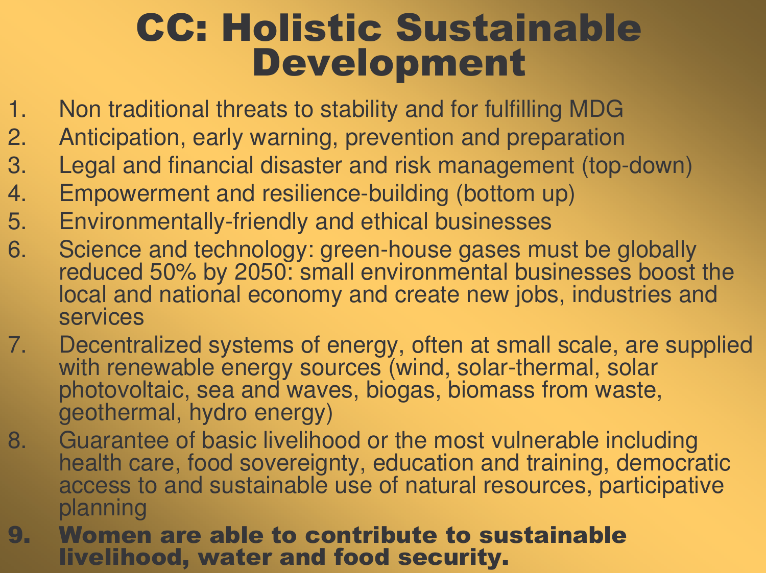# CC: Holistic Sustainable Development

1. Non traditional threats to stability and for fulfilling MDG
2. Anticipation, early warning, prevention and preparation
3. Legal and financial disaster and risk management (top-down)
4. Empowerment and resilience-building (bottom up)
5. Environmentally-friendly and ethical businesses
6. Science and technology: green-house gases must be globally reduced 50% by 2050: small environmental businesses boost the local and national economy and create new jobs, industries and services
7. Decentralized systems of energy, often at small scale, are supplied with renewable energy sources (wind, solar-thermal, solar photovoltaic, sea and waves, biogas, biomass from waste, geothermal, hydro energy)
8. Guarantee of basic livelihood or the most vulnerable including health care, food sovereignty, education and training, democratic access to and sustainable use of natural resources, participative planning
9. **Women are able to contribute to sustainable livelihood, water and food security.**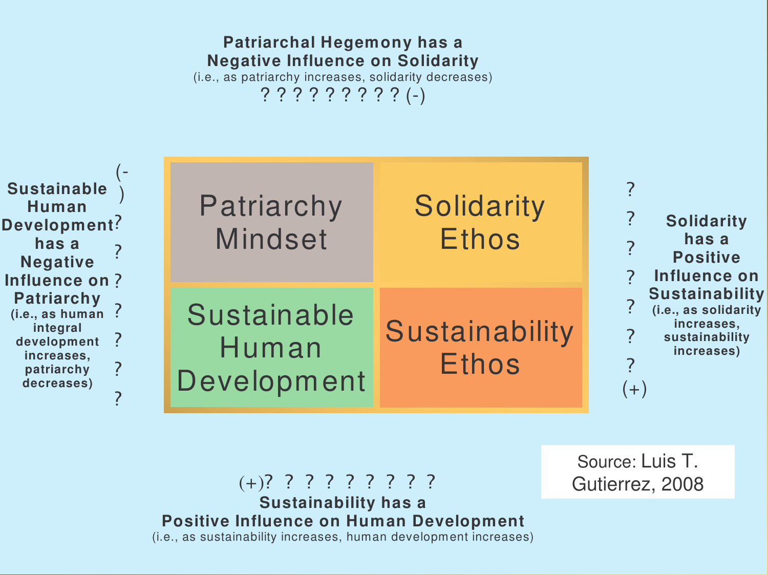**Patriarchal Hegemony has a Negative Influence on Solidarity**
(i.e., as patriarchy increases, solidarity decreases)
? ? ? ? ? ? ? ? ? (-)

**Sustainable Human Development has a Negative Influence on Patriarchy**
(i.e., as human integral development increases, patriarchy decreases)
(-) ? ? ? ? ? ? ?

| Patriarchy Mindset | Solidarity Ethos |
|---|---|
| Sustainable Human Development | Sustainability Ethos |

? ? ? ? ? ? ? (+)
**Solidarity has a Positive Influence on Sustainability**
(i.e., as solidarity increases, sustainability increases)

(+)? ? ? ? ? ? ? ? ?
**Sustainability has a Positive Influence on Human Development**
(i.e., as sustainability increases, human development increases)

Source: Luis T. Gutierrez, 2008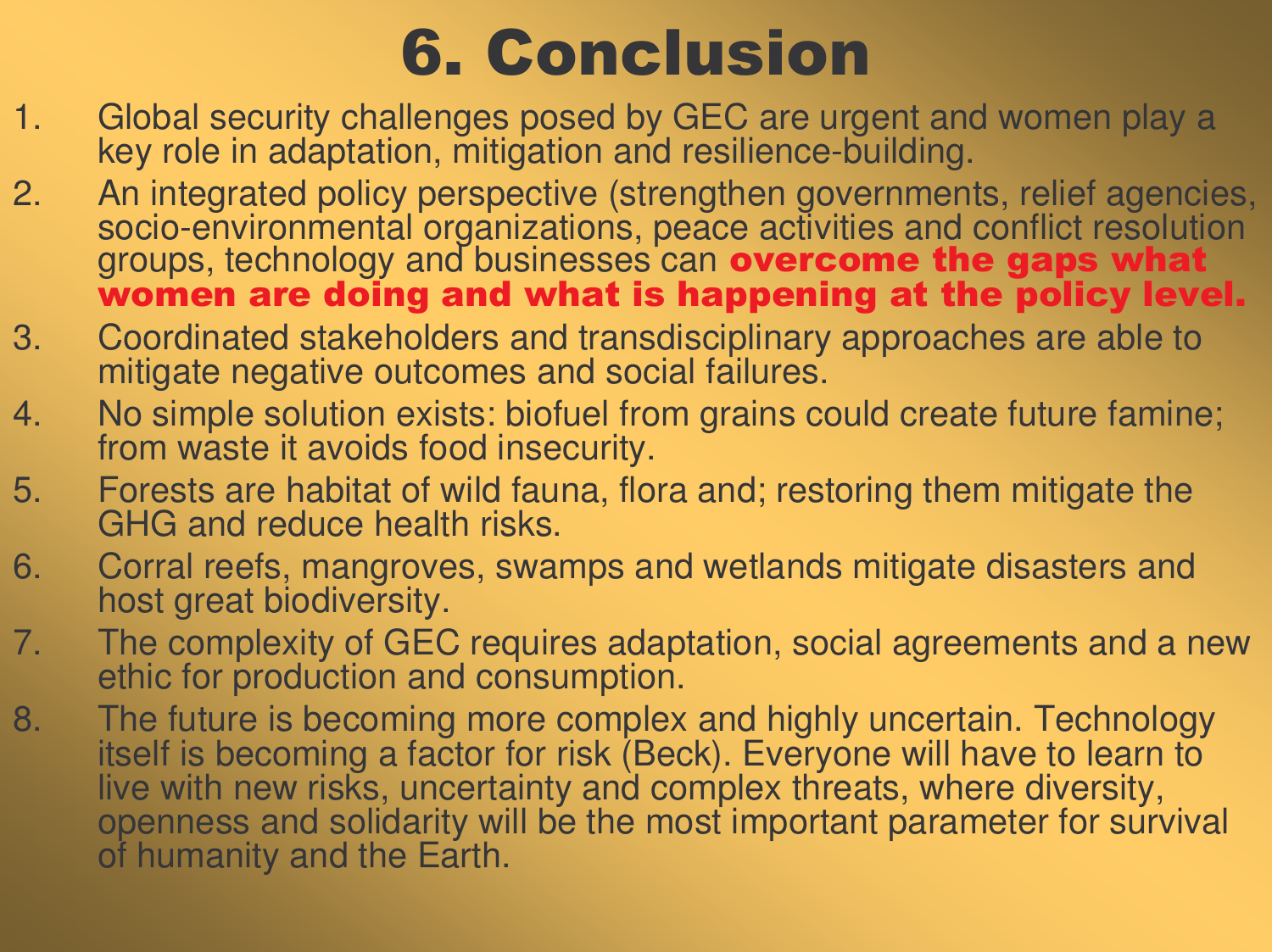# 6. Conclusion

1. Global security challenges posed by GEC are urgent and women play a key role in adaptation, mitigation and resilience-building.
2. An integrated policy perspective (strengthen governments, relief agencies, socio-environmental organizations, peace activities and conflict resolution groups, technology and businesses can **overcome the gaps what women are doing and what is happening at the policy level.**
3. Coordinated stakeholders and transdisciplinary approaches are able to mitigate negative outcomes and social failures.
4. No simple solution exists: biofuel from grains could create future famine; from waste it avoids food insecurity.
5. Forests are habitat of wild fauna, flora and; restoring them mitigate the GHG and reduce health risks.
6. Corral reefs, mangroves, swamps and wetlands mitigate disasters and host great biodiversity.
7. The complexity of GEC requires adaptation, social agreements and a new ethic for production and consumption.
8. The future is becoming more complex and highly uncertain. Technology itself is becoming a factor for risk (Beck). Everyone will have to learn to live with new risks, uncertainty and complex threats, where diversity, openness and solidarity will be the most important parameter for survival of humanity and the Earth.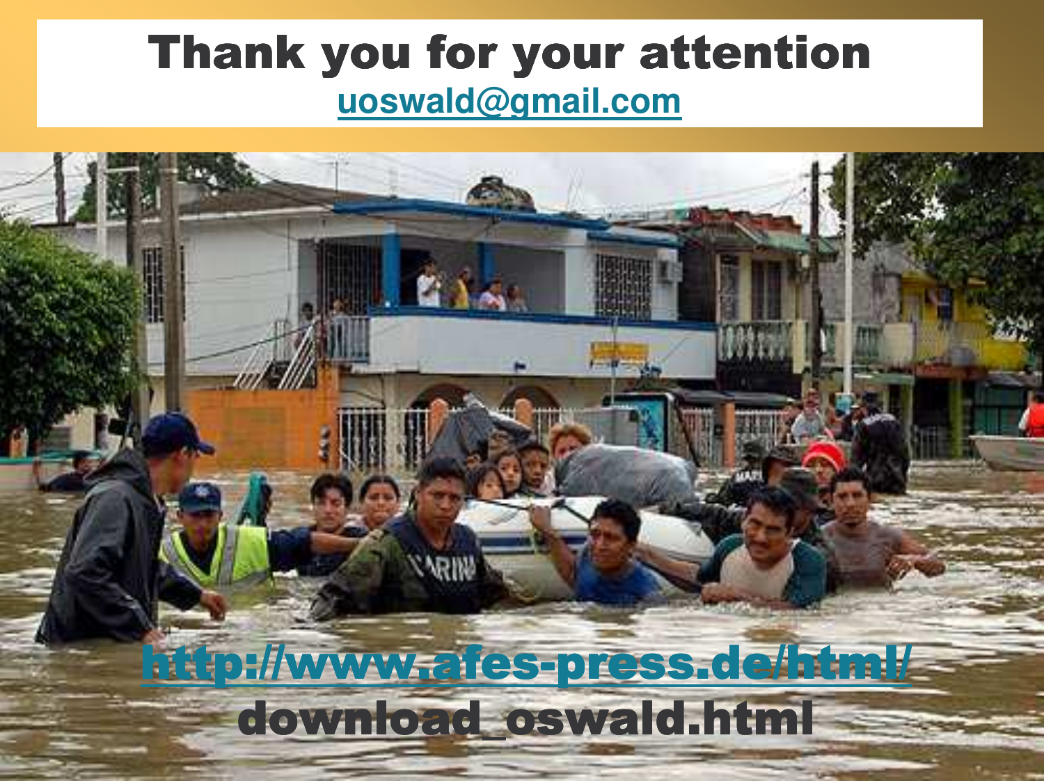# Thank you for your attention

uoswald@gmail.com

http://www.afes-press.de/html/download_oswald.html